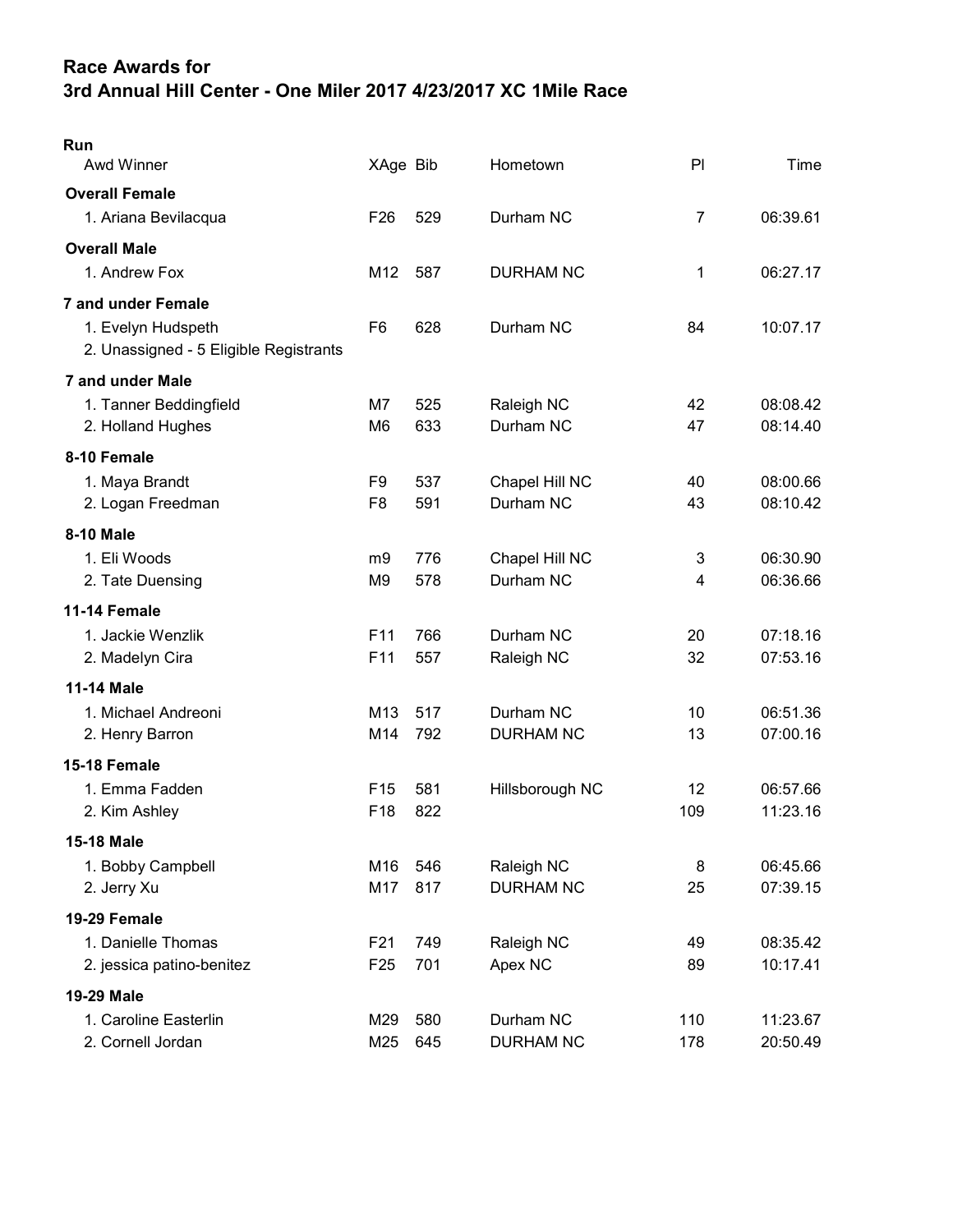## Race Awards for
## 3rd Annual Hill Center - One Miler 2017 4/23/2017 XC 1Mile Race

**Run**

| Awd Winner | XAge | Bib | Hometown | Pl | Time |
|---|---|---|---|---|---|
| **Overall Female** | | | | | |
| 1. Ariana Bevilacqua | F26 | 529 | Durham NC | 7 | 06:39.61 |
| **Overall Male** | | | | | |
| 1. Andrew Fox | M12 | 587 | DURHAM NC | 1 | 06:27.17 |
| **7 and under Female** | | | | | |
| 1. Evelyn Hudspeth | F6 | 628 | Durham NC | 84 | 10:07.17 |
| 2. Unassigned - 5 Eligible Registrants | | | | | |
| **7 and under Male** | | | | | |
| 1. Tanner Beddingfield | M7 | 525 | Raleigh NC | 42 | 08:08.42 |
| 2. Holland Hughes | M6 | 633 | Durham NC | 47 | 08:14.40 |
| **8-10 Female** | | | | | |
| 1. Maya Brandt | F9 | 537 | Chapel Hill NC | 40 | 08:00.66 |
| 2. Logan Freedman | F8 | 591 | Durham NC | 43 | 08:10.42 |
| **8-10 Male** | | | | | |
| 1. Eli Woods | m9 | 776 | Chapel Hill NC | 3 | 06:30.90 |
| 2. Tate Duensing | M9 | 578 | Durham NC | 4 | 06:36.66 |
| **11-14 Female** | | | | | |
| 1. Jackie Wenzlik | F11 | 766 | Durham NC | 20 | 07:18.16 |
| 2. Madelyn Cira | F11 | 557 | Raleigh NC | 32 | 07:53.16 |
| **11-14 Male** | | | | | |
| 1. Michael Andreoni | M13 | 517 | Durham NC | 10 | 06:51.36 |
| 2. Henry Barron | M14 | 792 | DURHAM NC | 13 | 07:00.16 |
| **15-18 Female** | | | | | |
| 1. Emma Fadden | F15 | 581 | Hillsborough NC | 12 | 06:57.66 |
| 2. Kim Ashley | F18 | 822 | | 109 | 11:23.16 |
| **15-18 Male** | | | | | |
| 1. Bobby Campbell | M16 | 546 | Raleigh NC | 8 | 06:45.66 |
| 2. Jerry Xu | M17 | 817 | DURHAM NC | 25 | 07:39.15 |
| **19-29 Female** | | | | | |
| 1. Danielle Thomas | F21 | 749 | Raleigh NC | 49 | 08:35.42 |
| 2. jessica patino-benitez | F25 | 701 | Apex NC | 89 | 10:17.41 |
| **19-29 Male** | | | | | |
| 1. Caroline Easterlin | M29 | 580 | Durham NC | 110 | 11:23.67 |
| 2. Cornell Jordan | M25 | 645 | DURHAM NC | 178 | 20:50.49 |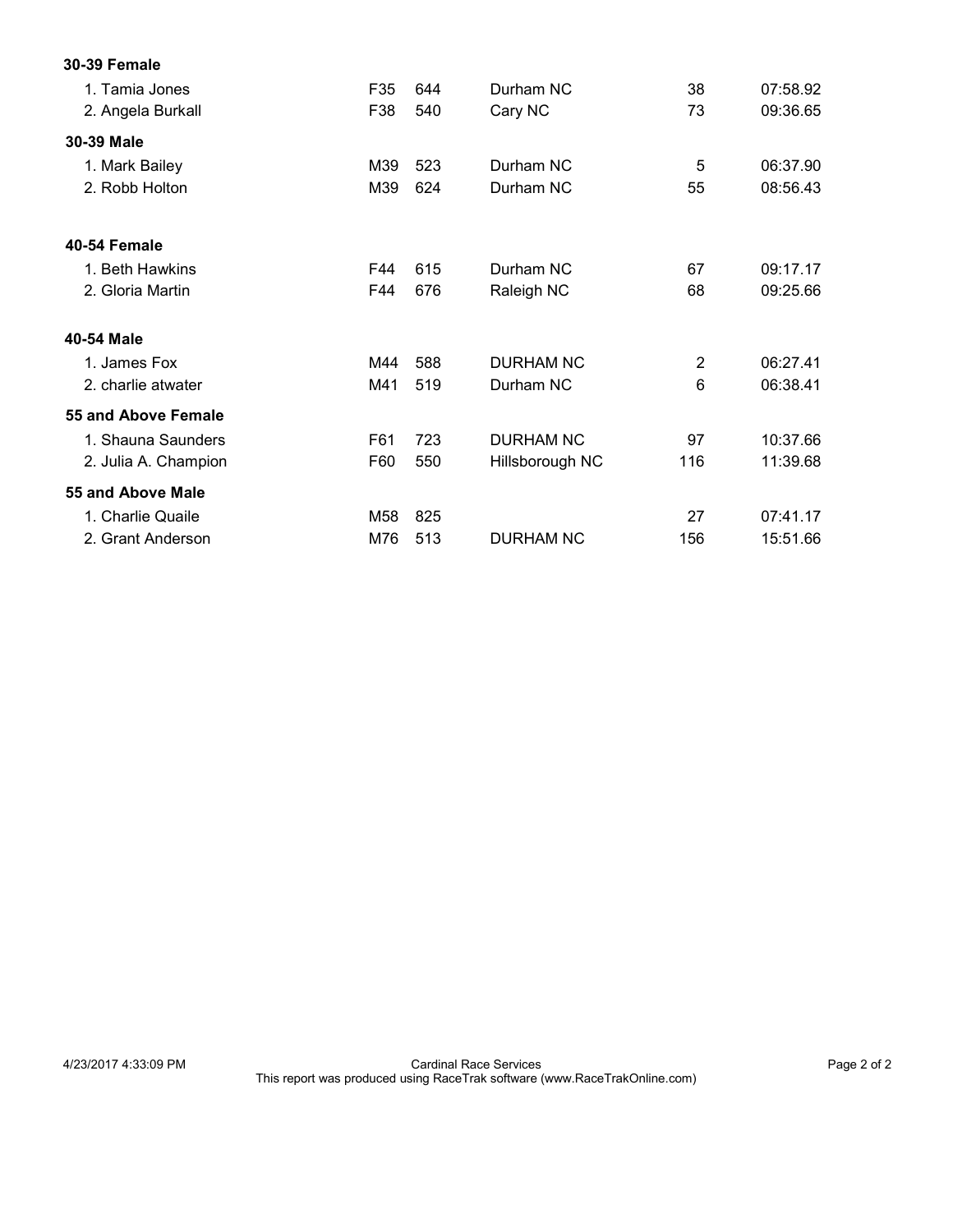**30-39 Female**

| | | | | | |
|---|---|---|---|---|---|
| 1. Tamia Jones | F35 | 644 | Durham NC | 38 | 07:58.92 |
| 2. Angela Burkall | F38 | 540 | Cary NC | 73 | 09:36.65 |

**30-39 Male**

| | | | | | |
|---|---|---|---|---|---|
| 1. Mark Bailey | M39 | 523 | Durham NC | 5 | 06:37.90 |
| 2. Robb Holton | M39 | 624 | Durham NC | 55 | 08:56.43 |

**40-54 Female**

| | | | | | |
|---|---|---|---|---|---|
| 1. Beth Hawkins | F44 | 615 | Durham NC | 67 | 09:17.17 |
| 2. Gloria Martin | F44 | 676 | Raleigh NC | 68 | 09:25.66 |

**40-54 Male**

| | | | | | |
|---|---|---|---|---|---|
| 1. James Fox | M44 | 588 | DURHAM NC | 2 | 06:27.41 |
| 2. charlie atwater | M41 | 519 | Durham NC | 6 | 06:38.41 |

**55 and Above Female**

| | | | | | |
|---|---|---|---|---|---|
| 1. Shauna Saunders | F61 | 723 | DURHAM NC | 97 | 10:37.66 |
| 2. Julia A. Champion | F60 | 550 | Hillsborough NC | 116 | 11:39.68 |

**55 and Above Male**

| | | | | | |
|---|---|---|---|---|---|
| 1. Charlie Quaile | M58 | 825 | | 27 | 07:41.17 |
| 2. Grant Anderson | M76 | 513 | DURHAM NC | 156 | 15:51.66 |

4/23/2017 4:33:09 PM

Cardinal Race Services

This report was produced using RaceTrak software (www.RaceTrakOnline.com)